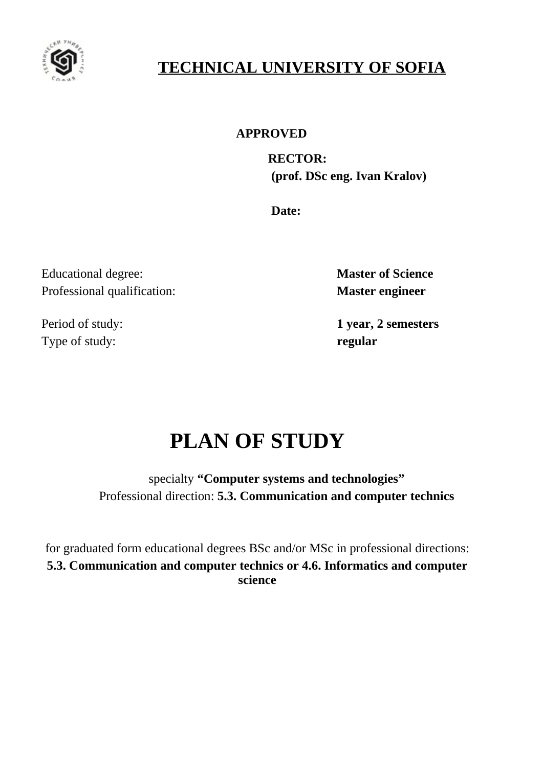# TECHNICAL UNIVERSITY OF SOFIA

**APPROVED**

**RECTOR:**
**(prof. DSc eng. Ivan Kralov)**

**Date:**

Educational degree: **Master of Science**
Professional qualification: **Master engineer**

Period of study: **1 year, 2 semesters**
Type of study: **regular**

# PLAN OF STUDY

specialty **"Computer systems and technologies"**
Professional direction: **5.3. Communication and computer technics**

for graduated form educational degrees BSc and/or MSc in professional directions:
**5.3. Communication and computer technics or 4.6. Informatics and computer science**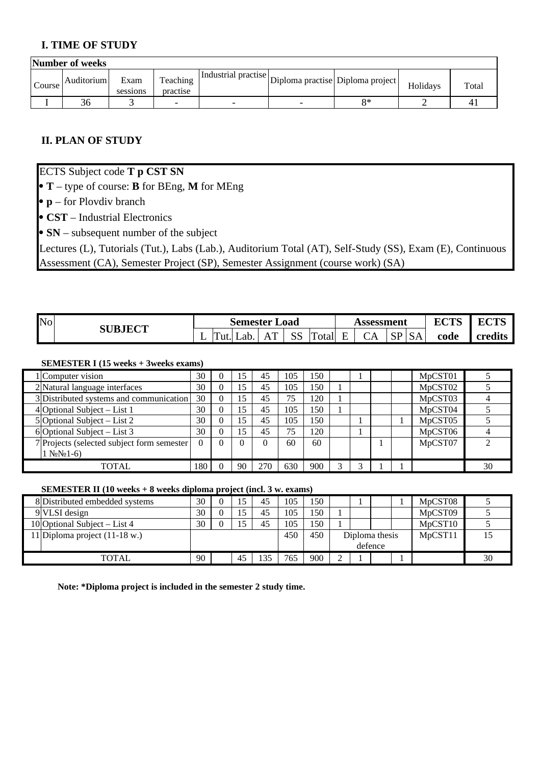## I. TIME OF STUDY

| Number of weeks | | | | | | | | |
|---|---|---|---|---|---|---|---|---|
| Course | Auditorium | Exam sessions | Teaching practise | Industrial practise | Diploma practise | Diploma project | Holidays | Total |
| I | 36 | 3 | - | - | - | 8* | 2 | 41 |

## II. PLAN OF STUDY

ECTS Subject code **T p CST SN**

- **T** – type of course: **B** for BEng, **M** for MEng
- **p** – for Plovdiv branch
- **CST** – Industrial Electronics
- **SN** – subsequent number of the subject

Lectures (L), Tutorials (Tut.), Labs (Lab.), Auditorium Total (AT), Self-Study (SS), Exam (E), Continuous Assessment (CA), Semester Project (SP), Semester Assignment (course work) (SA)

| No | SUBJECT | Semester Load | | | | | | Assessment | | | | ECTS code | ECTS credits |
|---|---|---|---|---|---|---|---|---|---|---|---|---|---|
| | | L | Tut. | Lab. | AT | SS | Total | E | CA | SP | SA | | |
| | **SEMESTER I (15 weeks + 3weeks exams)** | | | | | | | | | | | | |
| 1 | Computer vision | 30 | 0 | 15 | 45 | 105 | 150 | | 1 | | | MpCST01 | 5 |
| 2 | Natural language interfaces | 30 | 0 | 15 | 45 | 105 | 150 | 1 | | | | MpCST02 | 5 |
| 3 | Distributed systems and communication | 30 | 0 | 15 | 45 | 75 | 120 | 1 | | | | MpCST03 | 4 |
| 4 | Optional Subject – List 1 | 30 | 0 | 15 | 45 | 105 | 150 | 1 | | | | MpCST04 | 5 |
| 5 | Optional Subject – List 2 | 30 | 0 | 15 | 45 | 105 | 150 | | 1 | | 1 | MpCST05 | 5 |
| 6 | Optional Subject – List 3 | 30 | 0 | 15 | 45 | 75 | 120 | | 1 | | | MpCST06 | 4 |
| 7 | Projects (selected subject form semester 1 №№1-6) | 0 | 0 | 0 | 0 | 60 | 60 | | | 1 | | MpCST07 | 2 |
| | TOTAL | 180 | 0 | 90 | 270 | 630 | 900 | 3 | 3 | 1 | 1 | | 30 |
| | **SEMESTER II (10 weeks + 8 weeks diploma project (incl. 3 w. exams)** | | | | | | | | | | | | |
| 8 | Distributed embedded systems | 30 | 0 | 15 | 45 | 105 | 150 | | 1 | | 1 | MpCST08 | 5 |
| 9 | VLSI design | 30 | 0 | 15 | 45 | 105 | 150 | 1 | | | | MpCST09 | 5 |
| 10 | Optional Subject – List 4 | 30 | 0 | 15 | 45 | 105 | 150 | 1 | | | | MpCST10 | 5 |
| 11 | Diploma project (11-18 w.) | | | | | 450 | 450 | Diploma thesis defence | | | | MpCST11 | 15 |
| | TOTAL | 90 | | 45 | 135 | 765 | 900 | 2 | 1 | | 1 | | 30 |

**Note: *Diploma project is included in the semester 2 study time.**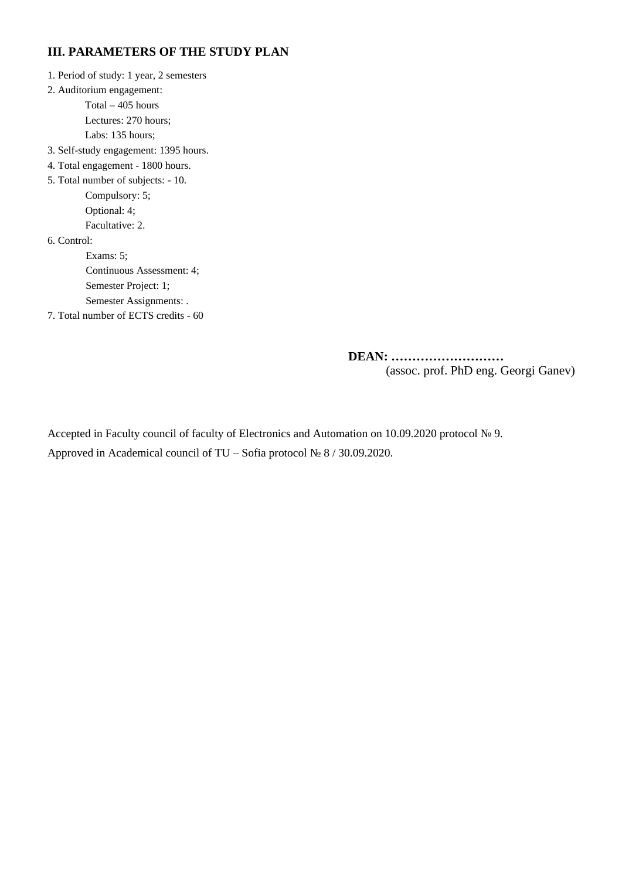## III. PARAMETERS OF THE STUDY PLAN

1. Period of study: 1 year, 2 semesters
2. Auditorium engagement:
   - Total – 405 hours
   - Lectures: 270 hours;
   - Labs: 135 hours;
3. Self-study engagement: 1395 hours.
4. Total engagement - 1800 hours.
5. Total number of subjects: - 10.
   - Compulsory: 5;
   - Optional: 4;
   - Facultative: 2.
6. Control:
   - Exams: 5;
   - Continuous Assessment: 4;
   - Semester Project: 1;
   - Semester Assignments: .
7. Total number of ECTS credits - 60

**DEAN: ………………………**
(assoc. prof. PhD eng. Georgi Ganev)

Accepted in Faculty council of faculty of Electronics and Automation on 10.09.2020 protocol № 9.

Approved in Academical council of TU – Sofia protocol № 8 / 30.09.2020.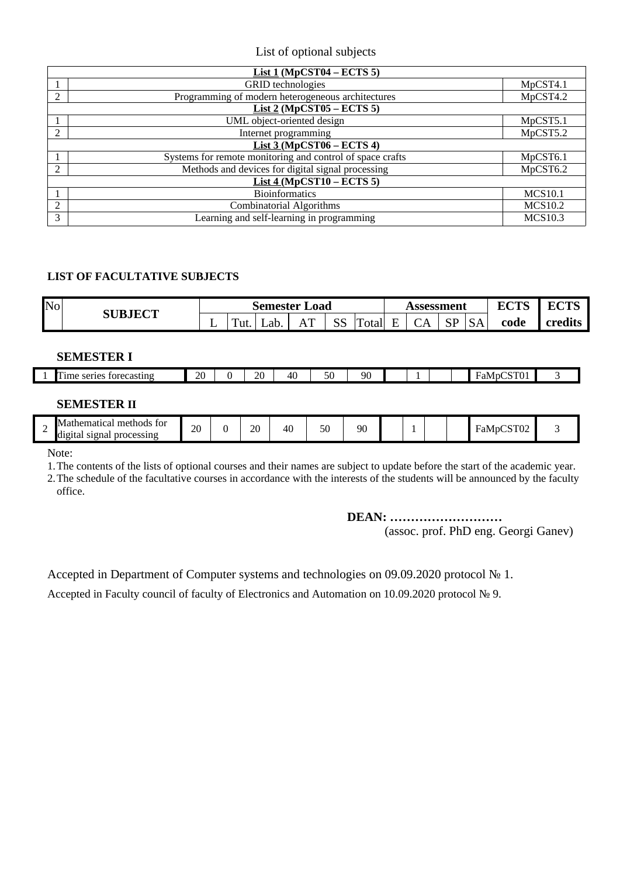List of optional subjects

| | | |
|---|---|---|
| **List 1 (MpCST04 – ECTS 5)** | | |
| 1 | GRID technologies | MpCST4.1 |
| 2 | Programming of modern heterogeneous architectures | MpCST4.2 |
| **List 2 (MpCST05 – ECTS 5)** | | |
| 1 | UML object-oriented design | MpCST5.1 |
| 2 | Internet programming | MpCST5.2 |
| **List 3 (MpCST06 – ECTS 4)** | | |
| 1 | Systems for remote monitoring and control of space crafts | MpCST6.1 |
| 2 | Methods and devices for digital signal processing | MpCST6.2 |
| **List 4 (MpCST10 – ECTS 5)** | | |
| 1 | Bioinformatics | MCS10.1 |
| 2 | Combinatorial Algorithms | MCS10.2 |
| 3 | Learning and self-learning in programming | MCS10.3 |

**LIST OF FACULTATIVE SUBJECTS**

| No | SUBJECT | Semester Load | | | | | | Assessment | | | | ECTS | ECTS |
|---|---|---|---|---|---|---|---|---|---|---|---|---|---|
| | | L | Tut. | Lab. | AT | SS | Total | E | CA | SP | SA | code | credits |
| | **SEMESTER I** | | | | | | | | | | | | |
| 1 | Time series forecasting | 20 | 0 | 20 | 40 | 50 | 90 | | 1 | | | FaMpCST01 | 3 |
| | **SEMESTER II** | | | | | | | | | | | | |
| 2 | Mathematical methods for digital signal processing | 20 | 0 | 20 | 40 | 50 | 90 | | 1 | | | FaMpCST02 | 3 |

Note:

1. The contents of the lists of optional courses and their names are subject to update before the start of the academic year.
2. The schedule of the facultative courses in accordance with the interests of the students will be announced by the faculty office.

**DEAN: ………………………**
(assoc. prof. PhD eng. Georgi Ganev)

Accepted in Department of Computer systems and technologies on 09.09.2020 protocol № 1.

Accepted in Faculty council of faculty of Electronics and Automation on 10.09.2020 protocol № 9.